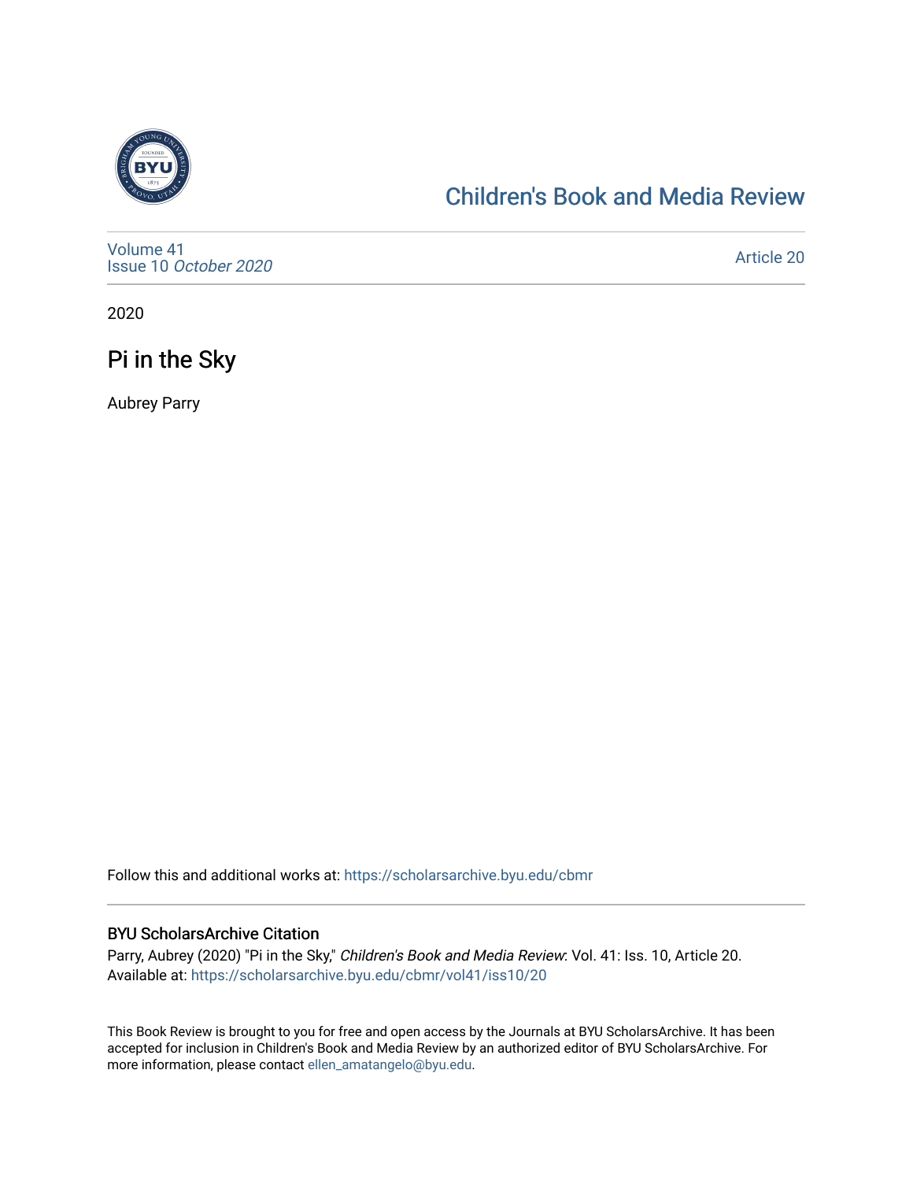Children's Book and Media Review

Volume 41
Issue 10 *October 2020*

Article 20

2020

# Pi in the Sky

Aubrey Parry

Follow this and additional works at: https://scholarsarchive.byu.edu/cbmr

### BYU ScholarsArchive Citation

Parry, Aubrey (2020) "Pi in the Sky," *Children's Book and Media Review*: Vol. 41: Iss. 10, Article 20.
Available at: https://scholarsarchive.byu.edu/cbmr/vol41/iss10/20

This Book Review is brought to you for free and open access by the Journals at BYU ScholarsArchive. It has been accepted for inclusion in Children's Book and Media Review by an authorized editor of BYU ScholarsArchive. For more information, please contact ellen_amatangelo@byu.edu.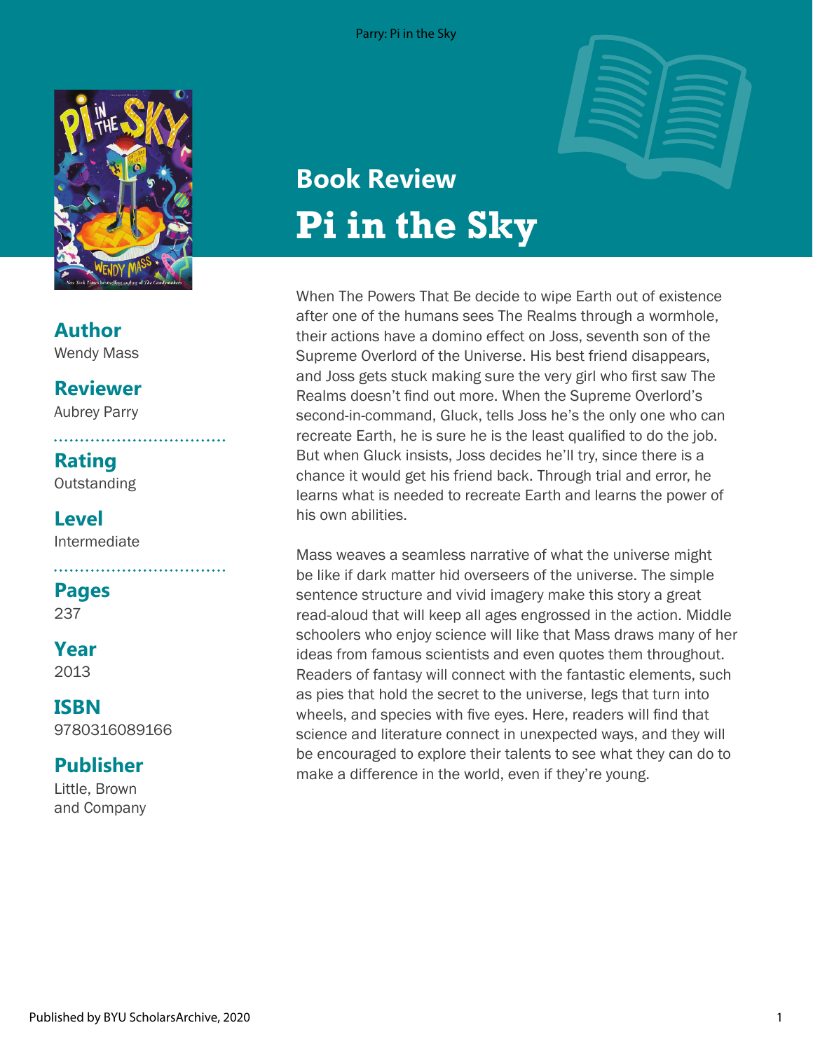## Book Review

# Pi in the Sky

**Author**
Wendy Mass

**Reviewer**
Aubrey Parry

**Rating**
Outstanding

**Level**
Intermediate

**Pages**
237

**Year**
2013

**ISBN**
9780316089166

**Publisher**
Little, Brown and Company

When The Powers That Be decide to wipe Earth out of existence after one of the humans sees The Realms through a wormhole, their actions have a domino effect on Joss, seventh son of the Supreme Overlord of the Universe. His best friend disappears, and Joss gets stuck making sure the very girl who first saw The Realms doesn't find out more. When the Supreme Overlord's second-in-command, Gluck, tells Joss he's the only one who can recreate Earth, he is sure he is the least qualified to do the job. But when Gluck insists, Joss decides he'll try, since there is a chance it would get his friend back. Through trial and error, he learns what is needed to recreate Earth and learns the power of his own abilities.

Mass weaves a seamless narrative of what the universe might be like if dark matter hid overseers of the universe. The simple sentence structure and vivid imagery make this story a great read-aloud that will keep all ages engrossed in the action. Middle schoolers who enjoy science will like that Mass draws many of her ideas from famous scientists and even quotes them throughout. Readers of fantasy will connect with the fantastic elements, such as pies that hold the secret to the universe, legs that turn into wheels, and species with five eyes. Here, readers will find that science and literature connect in unexpected ways, and they will be encouraged to explore their talents to see what they can do to make a difference in the world, even if they're young.